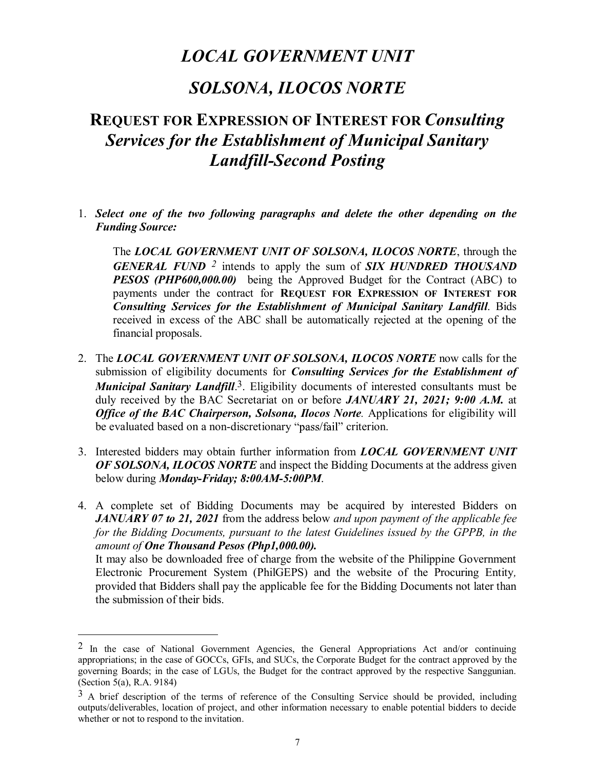# *LOCAL GOVERNMENT UNIT*

# *SOLSONA, ILOCOS NORTE*

## **REQUEST FOR EXPRESSION OF INTEREST FOR *Consulting Services for the Establishment of Municipal Sanitary Landfill-Second Posting***

1. ***Select one of the two following paragraphs and delete the other depending on the Funding Source:***

   The ***LOCAL GOVERNMENT UNIT OF SOLSONA, ILOCOS NORTE***, through the ***GENERAL FUND*** [2] intends to apply the sum of ***SIX HUNDRED THOUSAND PESOS (PHP600,000.00)*** being the Approved Budget for the Contract (ABC) to payments under the contract for **REQUEST FOR EXPRESSION OF INTEREST FOR *Consulting Services for the Establishment of Municipal Sanitary Landfill***. Bids received in excess of the ABC shall be automatically rejected at the opening of the financial proposals.

2. The ***LOCAL GOVERNMENT UNIT OF SOLSONA, ILOCOS NORTE*** now calls for the submission of eligibility documents for ***Consulting Services for the Establishment of Municipal Sanitary Landfill***.[3]. Eligibility documents of interested consultants must be duly received by the BAC Secretariat on or before ***JANUARY 21, 2021; 9:00 A.M.*** at ***Office of the BAC Chairperson, Solsona, Ilocos Norte.*** Applications for eligibility will be evaluated based on a non-discretionary "pass/fail" criterion.

3. Interested bidders may obtain further information from ***LOCAL GOVERNMENT UNIT OF SOLSONA, ILOCOS NORTE*** and inspect the Bidding Documents at the address given below during ***Monday-Friday; 8:00AM-5:00PM***.

4. A complete set of Bidding Documents may be acquired by interested Bidders on ***JANUARY 07 to 21, 2021*** from the address below *and upon payment of the applicable fee for the Bidding Documents, pursuant to the latest Guidelines issued by the GPPB, in the amount of* ***One Thousand Pesos (Php1,000.00).***

   It may also be downloaded free of charge from the website of the Philippine Government Electronic Procurement System (PhilGEPS) and the website of the Procuring Entity*,* provided that Bidders shall pay the applicable fee for the Bidding Documents not later than the submission of their bids.

---

[2] In the case of National Government Agencies, the General Appropriations Act and/or continuing appropriations; in the case of GOCCs, GFIs, and SUCs, the Corporate Budget for the contract approved by the governing Boards; in the case of LGUs, the Budget for the contract approved by the respective Sanggunian. (Section 5(a), R.A. 9184)

[3] A brief description of the terms of reference of the Consulting Service should be provided, including outputs/deliverables, location of project, and other information necessary to enable potential bidders to decide whether or not to respond to the invitation.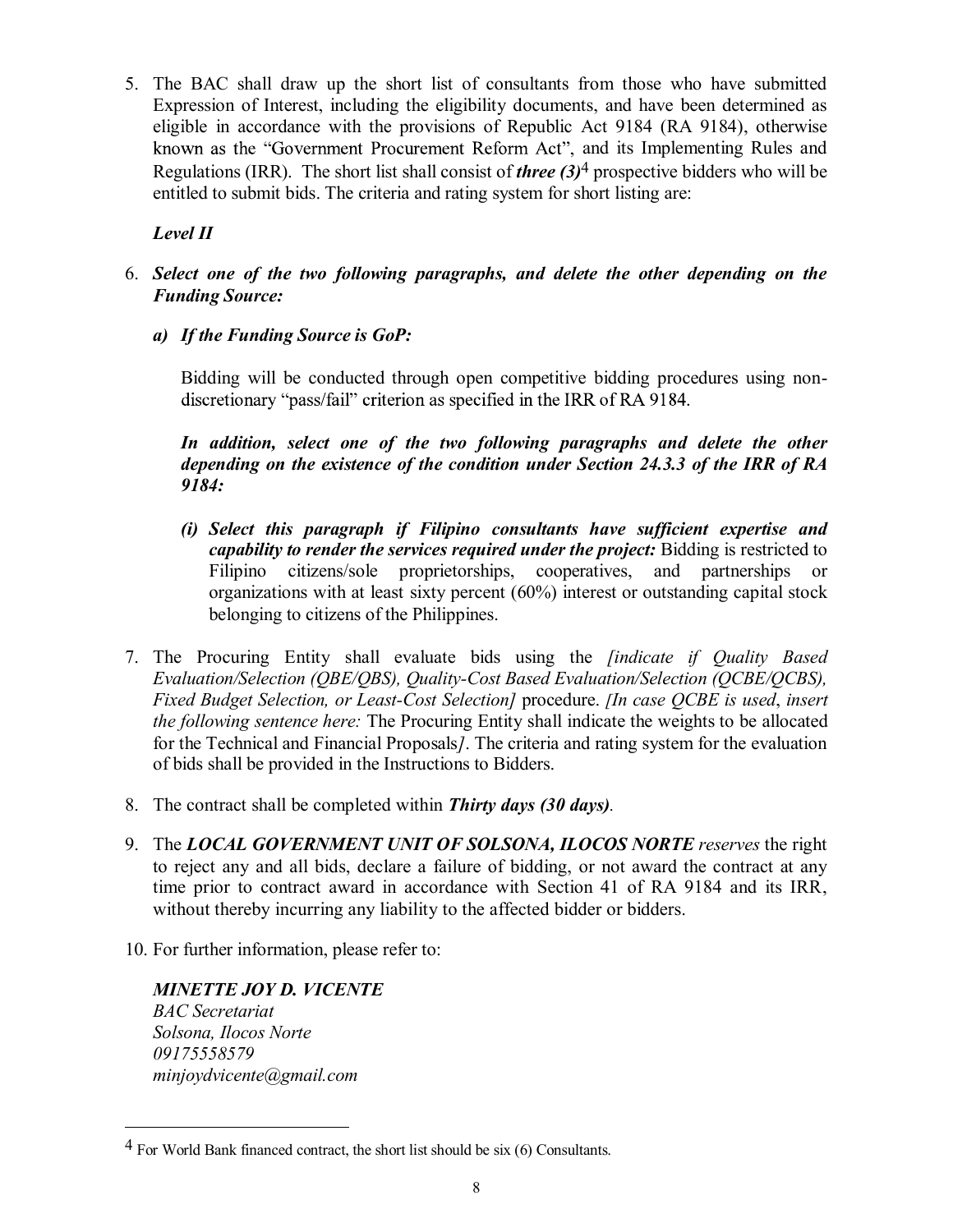5. The BAC shall draw up the short list of consultants from those who have submitted Expression of Interest, including the eligibility documents, and have been determined as eligible in accordance with the provisions of Republic Act 9184 (RA 9184), otherwise known as the "Government Procurement Reform Act", and its Implementing Rules and Regulations (IRR). The short list shall consist of ***three (3)***[4] prospective bidders who will be entitled to submit bids. The criteria and rating system for short listing are:

   ***Level II***

6. ***Select one of the two following paragraphs, and delete the other depending on the Funding Source:***

   ***a) If the Funding Source is GoP:***

   Bidding will be conducted through open competitive bidding procedures using non-discretionary "pass/fail" criterion as specified in the IRR of RA 9184.

   ***In addition, select one of the two following paragraphs and delete the other depending on the existence of the condition under Section 24.3.3 of the IRR of RA 9184:***

   ***(i) Select this paragraph if Filipino consultants have sufficient expertise and capability to render the services required under the project:*** Bidding is restricted to Filipino citizens/sole proprietorships, cooperatives, and partnerships or organizations with at least sixty percent (60%) interest or outstanding capital stock belonging to citizens of the Philippines.

7. The Procuring Entity shall evaluate bids using the *[indicate if Quality Based Evaluation/Selection (QBE/QBS), Quality-Cost Based Evaluation/Selection (QCBE/QCBS), Fixed Budget Selection, or Least-Cost Selection]* procedure. *[In case QCBE is used, insert the following sentence here:* The Procuring Entity shall indicate the weights to be allocated for the Technical and Financial Proposals*]*. The criteria and rating system for the evaluation of bids shall be provided in the Instructions to Bidders.

8. The contract shall be completed within ***Thirty days (30 days)***.

9. The ***LOCAL GOVERNMENT UNIT OF SOLSONA, ILOCOS NORTE*** *reserves* the right to reject any and all bids, declare a failure of bidding, or not award the contract at any time prior to contract award in accordance with Section 41 of RA 9184 and its IRR, without thereby incurring any liability to the affected bidder or bidders.

10. For further information, please refer to:

    ***MINETTE JOY D. VICENTE***
    *BAC Secretariat*
    *Solsona, Ilocos Norte*
    *09175558579*
    *minjoydvicente@gmail.com*

---

[4] For World Bank financed contract, the short list should be six (6) Consultants.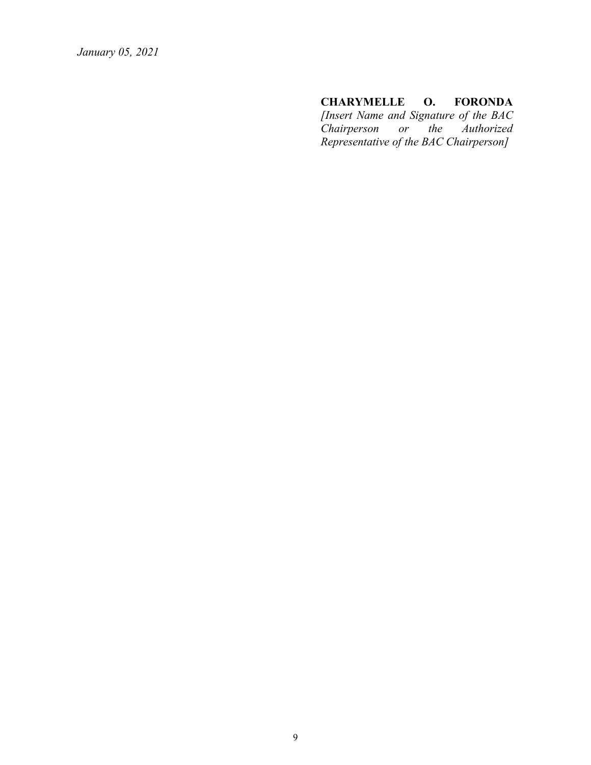*January 05, 2021*

**CHARYMELLE O. FORONDA**
*[Insert Name and Signature of the BAC Chairperson or the Authorized Representative of the BAC Chairperson]*